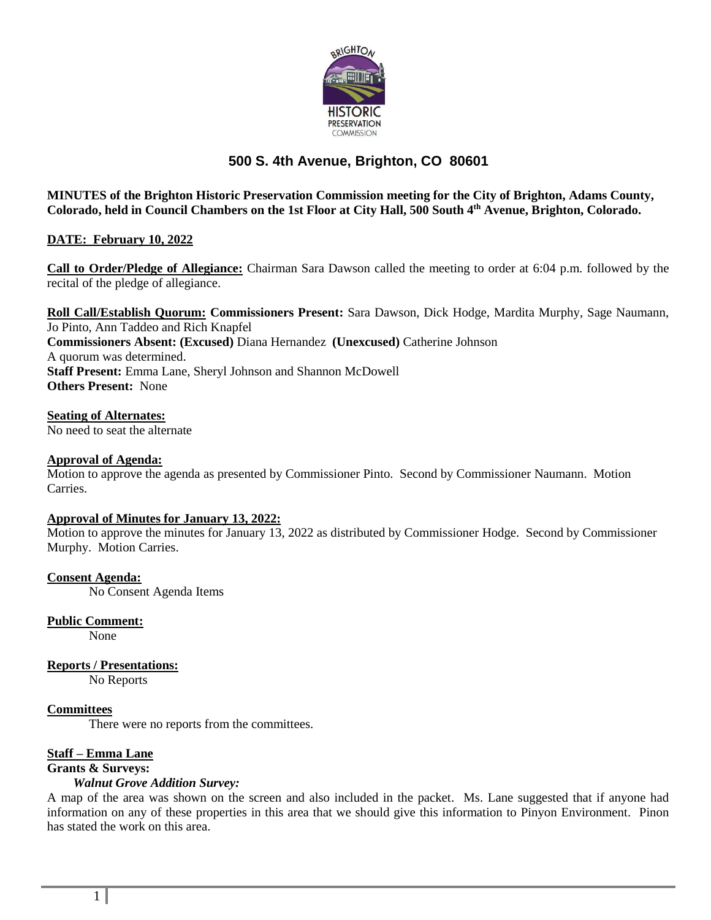# 500 S. 4th Avenue, Brighton, CO 80601

**MINUTES of the Brighton Historic Preservation Commission meeting for the City of Brighton, Adams County, Colorado, held in Council Chambers on the 1st Floor at City Hall, 500 South 4th Avenue, Brighton, Colorado.**

**DATE: February 10, 2022**

**Call to Order/Pledge of Allegiance:** Chairman Sara Dawson called the meeting to order at 6:04 p.m. followed by the recital of the pledge of allegiance.

**Roll Call/Establish Quorum:** **Commissioners Present:** Sara Dawson, Dick Hodge, Mardita Murphy, Sage Naumann, Jo Pinto, Ann Taddeo and Rich Knapfel
**Commissioners Absent: (Excused)** Diana Hernandez **(Unexcused)** Catherine Johnson
A quorum was determined.
**Staff Present:** Emma Lane, Sheryl Johnson and Shannon McDowell
**Others Present:** None

**Seating of Alternates:**
No need to seat the alternate

**Approval of Agenda:**
Motion to approve the agenda as presented by Commissioner Pinto. Second by Commissioner Naumann. Motion Carries.

**Approval of Minutes for January 13, 2022:**
Motion to approve the minutes for January 13, 2022 as distributed by Commissioner Hodge. Second by Commissioner Murphy. Motion Carries.

**Consent Agenda:**
No Consent Agenda Items

**Public Comment:**
None

**Reports / Presentations:**
No Reports

**Committees**
There were no reports from the committees.

**Staff – Emma Lane**
**Grants & Surveys:**
***Walnut Grove Addition Survey:***
A map of the area was shown on the screen and also included in the packet. Ms. Lane suggested that if anyone had information on any of these properties in this area that we should give this information to Pinyon Environment. Pinon has stated the work on this area.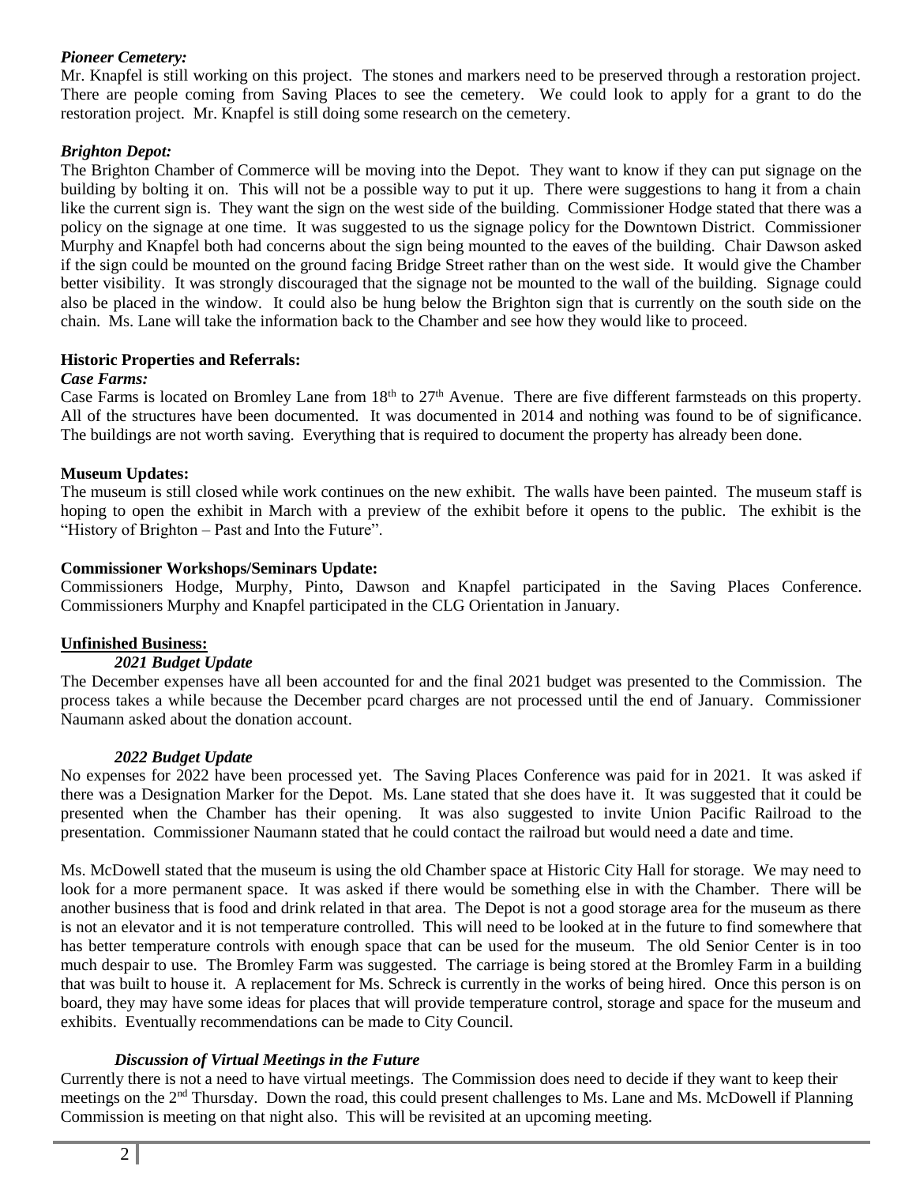***Pioneer Cemetery:***

Mr. Knapfel is still working on this project. The stones and markers need to be preserved through a restoration project. There are people coming from Saving Places to see the cemetery. We could look to apply for a grant to do the restoration project. Mr. Knapfel is still doing some research on the cemetery.

***Brighton Depot:***

The Brighton Chamber of Commerce will be moving into the Depot. They want to know if they can put signage on the building by bolting it on. This will not be a possible way to put it up. There were suggestions to hang it from a chain like the current sign is. They want the sign on the west side of the building. Commissioner Hodge stated that there was a policy on the signage at one time. It was suggested to us the signage policy for the Downtown District. Commissioner Murphy and Knapfel both had concerns about the sign being mounted to the eaves of the building. Chair Dawson asked if the sign could be mounted on the ground facing Bridge Street rather than on the west side. It would give the Chamber better visibility. It was strongly discouraged that the signage not be mounted to the wall of the building. Signage could also be placed in the window. It could also be hung below the Brighton sign that is currently on the south side on the chain. Ms. Lane will take the information back to the Chamber and see how they would like to proceed.

**Historic Properties and Referrals:**

***Case Farms:***

Case Farms is located on Bromley Lane from 18th to 27th Avenue. There are five different farmsteads on this property. All of the structures have been documented. It was documented in 2014 and nothing was found to be of significance. The buildings are not worth saving. Everything that is required to document the property has already been done.

**Museum Updates:**

The museum is still closed while work continues on the new exhibit. The walls have been painted. The museum staff is hoping to open the exhibit in March with a preview of the exhibit before it opens to the public. The exhibit is the "History of Brighton – Past and Into the Future".

**Commissioner Workshops/Seminars Update:**

Commissioners Hodge, Murphy, Pinto, Dawson and Knapfel participated in the Saving Places Conference. Commissioners Murphy and Knapfel participated in the CLG Orientation in January.

**Unfinished Business:**

***2021 Budget Update***

The December expenses have all been accounted for and the final 2021 budget was presented to the Commission. The process takes a while because the December pcard charges are not processed until the end of January. Commissioner Naumann asked about the donation account.

***2022 Budget Update***

No expenses for 2022 have been processed yet. The Saving Places Conference was paid for in 2021. It was asked if there was a Designation Marker for the Depot. Ms. Lane stated that she does have it. It was suggested that it could be presented when the Chamber has their opening. It was also suggested to invite Union Pacific Railroad to the presentation. Commissioner Naumann stated that he could contact the railroad but would need a date and time.

Ms. McDowell stated that the museum is using the old Chamber space at Historic City Hall for storage. We may need to look for a more permanent space. It was asked if there would be something else in with the Chamber. There will be another business that is food and drink related in that area. The Depot is not a good storage area for the museum as there is not an elevator and it is not temperature controlled. This will need to be looked at in the future to find somewhere that has better temperature controls with enough space that can be used for the museum. The old Senior Center is in too much despair to use. The Bromley Farm was suggested. The carriage is being stored at the Bromley Farm in a building that was built to house it. A replacement for Ms. Schreck is currently in the works of being hired. Once this person is on board, they may have some ideas for places that will provide temperature control, storage and space for the museum and exhibits. Eventually recommendations can be made to City Council.

***Discussion of Virtual Meetings in the Future***

Currently there is not a need to have virtual meetings. The Commission does need to decide if they want to keep their meetings on the 2nd Thursday. Down the road, this could present challenges to Ms. Lane and Ms. McDowell if Planning Commission is meeting on that night also. This will be revisited at an upcoming meeting.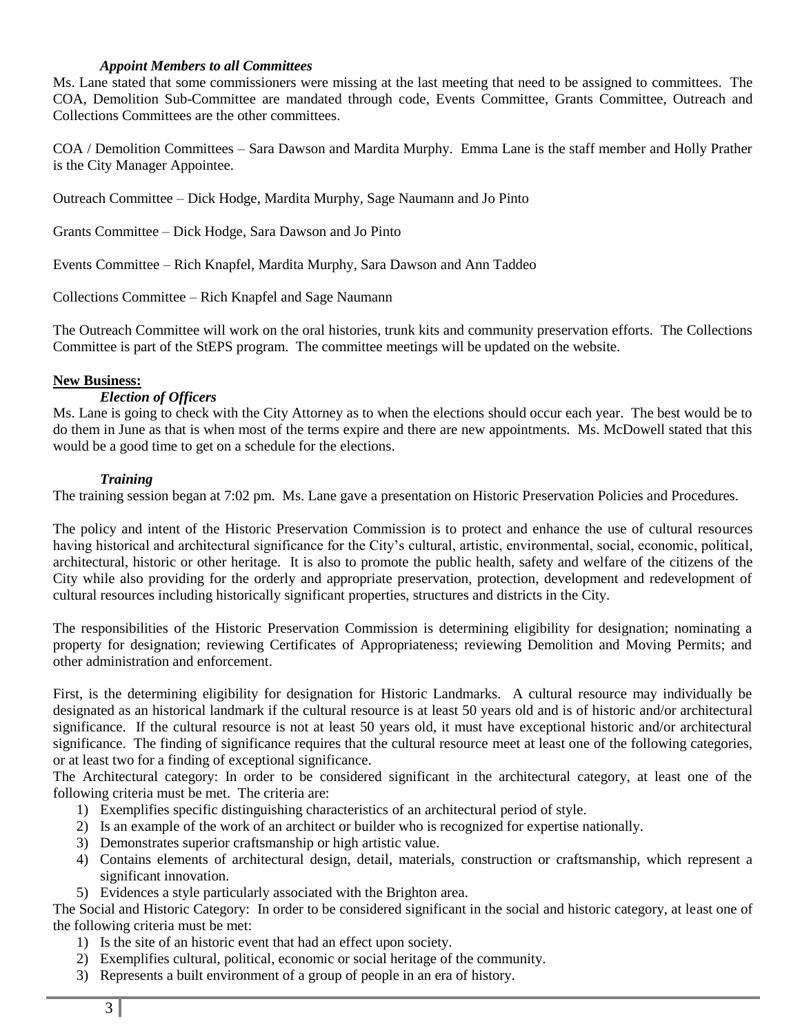*Appoint Members to all Committees*

Ms. Lane stated that some commissioners were missing at the last meeting that need to be assigned to committees. The COA, Demolition Sub-Committee are mandated through code, Events Committee, Grants Committee, Outreach and Collections Committees are the other committees.

COA / Demolition Committees – Sara Dawson and Mardita Murphy. Emma Lane is the staff member and Holly Prather is the City Manager Appointee.

Outreach Committee – Dick Hodge, Mardita Murphy, Sage Naumann and Jo Pinto

Grants Committee – Dick Hodge, Sara Dawson and Jo Pinto

Events Committee – Rich Knapfel, Mardita Murphy, Sara Dawson and Ann Taddeo

Collections Committee – Rich Knapfel and Sage Naumann

The Outreach Committee will work on the oral histories, trunk kits and community preservation efforts. The Collections Committee is part of the StEPS program. The committee meetings will be updated on the website.

**New Business:**

*Election of Officers*

Ms. Lane is going to check with the City Attorney as to when the elections should occur each year. The best would be to do them in June as that is when most of the terms expire and there are new appointments. Ms. McDowell stated that this would be a good time to get on a schedule for the elections.

*Training*

The training session began at 7:02 pm. Ms. Lane gave a presentation on Historic Preservation Policies and Procedures.

The policy and intent of the Historic Preservation Commission is to protect and enhance the use of cultural resources having historical and architectural significance for the City's cultural, artistic, environmental, social, economic, political, architectural, historic or other heritage. It is also to promote the public health, safety and welfare of the citizens of the City while also providing for the orderly and appropriate preservation, protection, development and redevelopment of cultural resources including historically significant properties, structures and districts in the City.

The responsibilities of the Historic Preservation Commission is determining eligibility for designation; nominating a property for designation; reviewing Certificates of Appropriateness; reviewing Demolition and Moving Permits; and other administration and enforcement.

First, is the determining eligibility for designation for Historic Landmarks. A cultural resource may individually be designated as an historical landmark if the cultural resource is at least 50 years old and is of historic and/or architectural significance. If the cultural resource is not at least 50 years old, it must have exceptional historic and/or architectural significance. The finding of significance requires that the cultural resource meet at least one of the following categories, or at least two for a finding of exceptional significance.

The Architectural category: In order to be considered significant in the architectural category, at least one of the following criteria must be met. The criteria are:

1) Exemplifies specific distinguishing characteristics of an architectural period of style.
2) Is an example of the work of an architect or builder who is recognized for expertise nationally.
3) Demonstrates superior craftsmanship or high artistic value.
4) Contains elements of architectural design, detail, materials, construction or craftsmanship, which represent a significant innovation.
5) Evidences a style particularly associated with the Brighton area.

The Social and Historic Category: In order to be considered significant in the social and historic category, at least one of the following criteria must be met:

1) Is the site of an historic event that had an effect upon society.
2) Exemplifies cultural, political, economic or social heritage of the community.
3) Represents a built environment of a group of people in an era of history.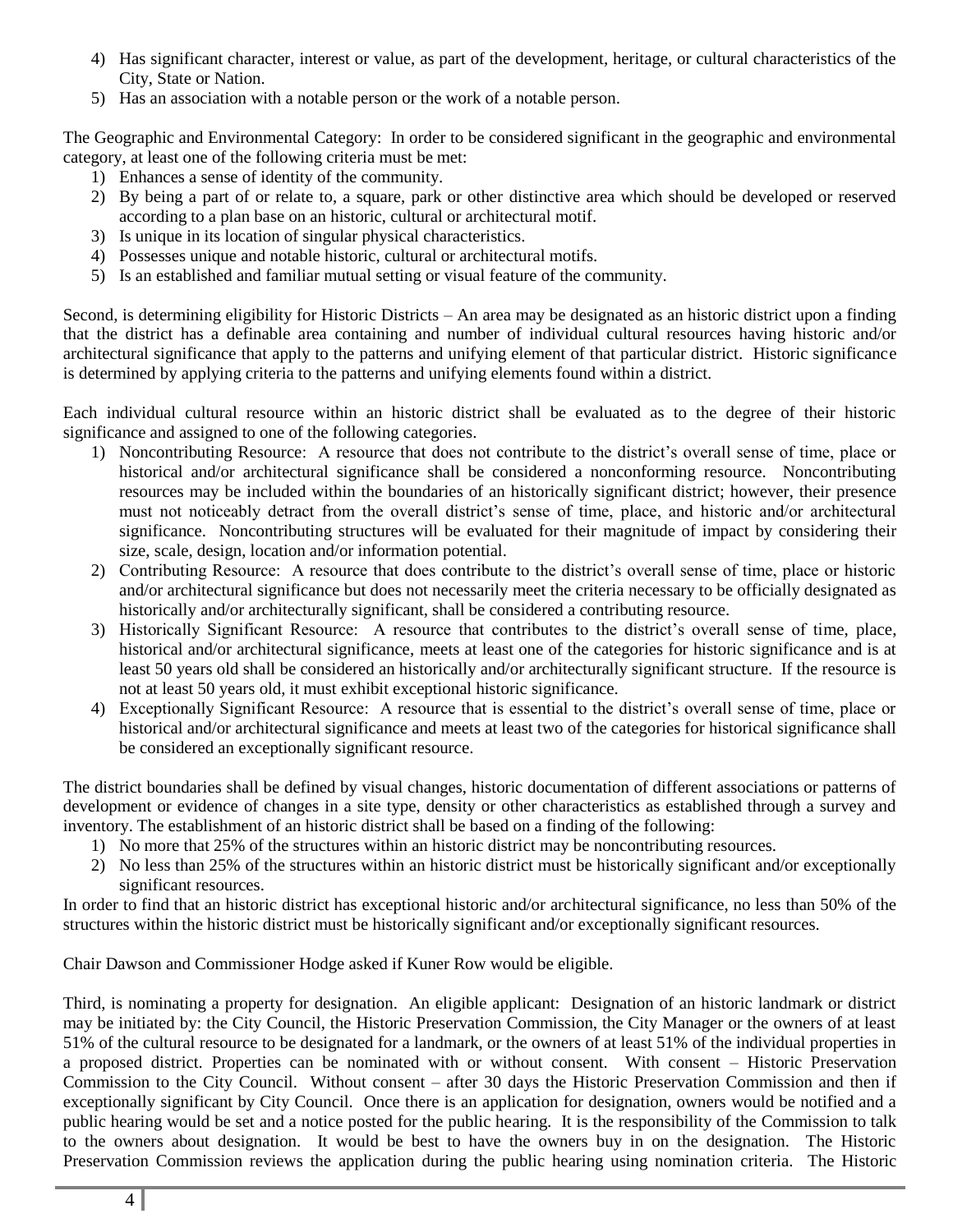4) Has significant character, interest or value, as part of the development, heritage, or cultural characteristics of the City, State or Nation.
5) Has an association with a notable person or the work of a notable person.

The Geographic and Environmental Category: In order to be considered significant in the geographic and environmental category, at least one of the following criteria must be met:

1) Enhances a sense of identity of the community.
2) By being a part of or relate to, a square, park or other distinctive area which should be developed or reserved according to a plan base on an historic, cultural or architectural motif.
3) Is unique in its location of singular physical characteristics.
4) Possesses unique and notable historic, cultural or architectural motifs.
5) Is an established and familiar mutual setting or visual feature of the community.

Second, is determining eligibility for Historic Districts – An area may be designated as an historic district upon a finding that the district has a definable area containing and number of individual cultural resources having historic and/or architectural significance that apply to the patterns and unifying element of that particular district. Historic significance is determined by applying criteria to the patterns and unifying elements found within a district.

Each individual cultural resource within an historic district shall be evaluated as to the degree of their historic significance and assigned to one of the following categories.

1) Noncontributing Resource: A resource that does not contribute to the district's overall sense of time, place or historical and/or architectural significance shall be considered a nonconforming resource. Noncontributing resources may be included within the boundaries of an historically significant district; however, their presence must not noticeably detract from the overall district's sense of time, place, and historic and/or architectural significance. Noncontributing structures will be evaluated for their magnitude of impact by considering their size, scale, design, location and/or information potential.
2) Contributing Resource: A resource that does contribute to the district's overall sense of time, place or historic and/or architectural significance but does not necessarily meet the criteria necessary to be officially designated as historically and/or architecturally significant, shall be considered a contributing resource.
3) Historically Significant Resource: A resource that contributes to the district's overall sense of time, place, historical and/or architectural significance, meets at least one of the categories for historic significance and is at least 50 years old shall be considered an historically and/or architecturally significant structure. If the resource is not at least 50 years old, it must exhibit exceptional historic significance.
4) Exceptionally Significant Resource: A resource that is essential to the district's overall sense of time, place or historical and/or architectural significance and meets at least two of the categories for historical significance shall be considered an exceptionally significant resource.

The district boundaries shall be defined by visual changes, historic documentation of different associations or patterns of development or evidence of changes in a site type, density or other characteristics as established through a survey and inventory. The establishment of an historic district shall be based on a finding of the following:

1) No more that 25% of the structures within an historic district may be noncontributing resources.
2) No less than 25% of the structures within an historic district must be historically significant and/or exceptionally significant resources.

In order to find that an historic district has exceptional historic and/or architectural significance, no less than 50% of the structures within the historic district must be historically significant and/or exceptionally significant resources.

Chair Dawson and Commissioner Hodge asked if Kuner Row would be eligible.

Third, is nominating a property for designation. An eligible applicant: Designation of an historic landmark or district may be initiated by: the City Council, the Historic Preservation Commission, the City Manager or the owners of at least 51% of the cultural resource to be designated for a landmark, or the owners of at least 51% of the individual properties in a proposed district. Properties can be nominated with or without consent. With consent – Historic Preservation Commission to the City Council. Without consent – after 30 days the Historic Preservation Commission and then if exceptionally significant by City Council. Once there is an application for designation, owners would be notified and a public hearing would be set and a notice posted for the public hearing. It is the responsibility of the Commission to talk to the owners about designation. It would be best to have the owners buy in on the designation. The Historic Preservation Commission reviews the application during the public hearing using nomination criteria. The Historic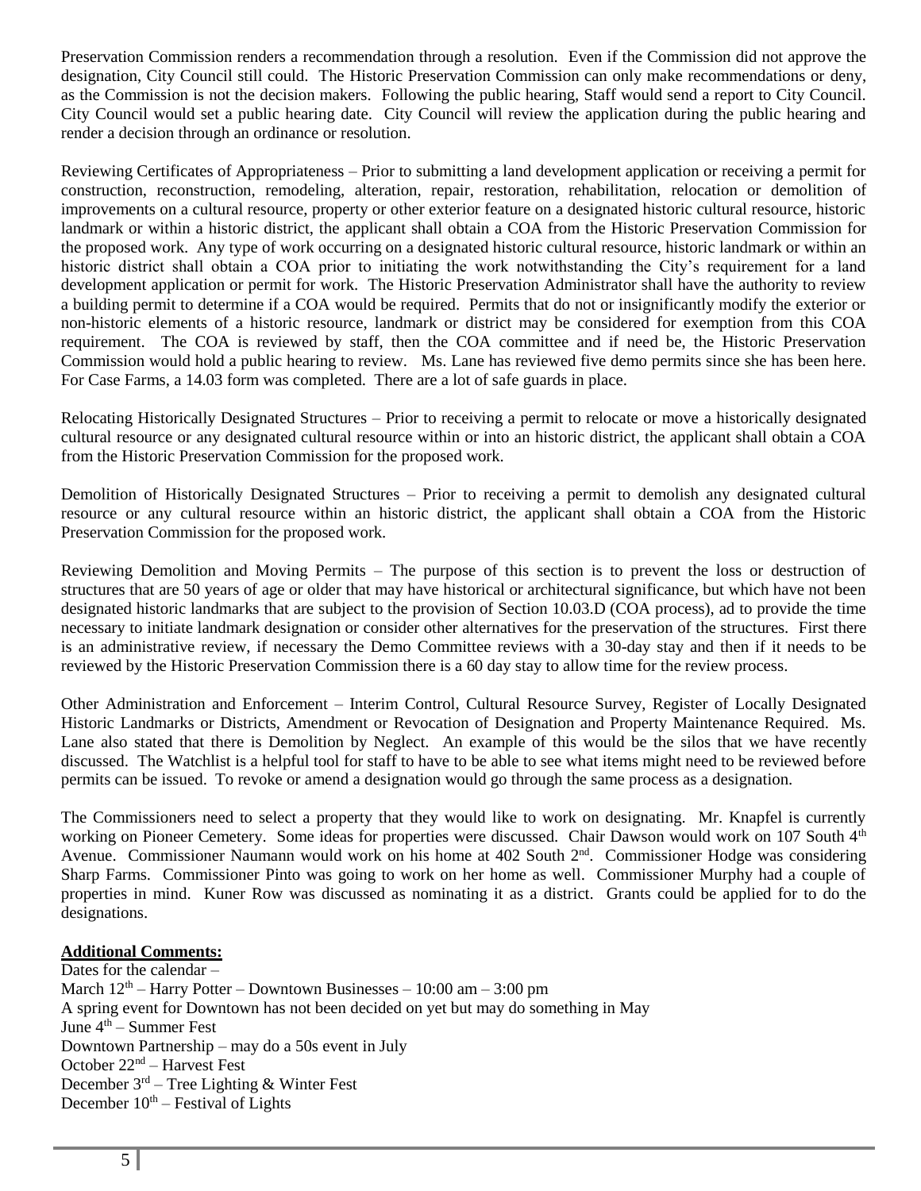Preservation Commission renders a recommendation through a resolution. Even if the Commission did not approve the designation, City Council still could. The Historic Preservation Commission can only make recommendations or deny, as the Commission is not the decision makers. Following the public hearing, Staff would send a report to City Council. City Council would set a public hearing date. City Council will review the application during the public hearing and render a decision through an ordinance or resolution.

Reviewing Certificates of Appropriateness – Prior to submitting a land development application or receiving a permit for construction, reconstruction, remodeling, alteration, repair, restoration, rehabilitation, relocation or demolition of improvements on a cultural resource, property or other exterior feature on a designated historic cultural resource, historic landmark or within a historic district, the applicant shall obtain a COA from the Historic Preservation Commission for the proposed work. Any type of work occurring on a designated historic cultural resource, historic landmark or within an historic district shall obtain a COA prior to initiating the work notwithstanding the City's requirement for a land development application or permit for work. The Historic Preservation Administrator shall have the authority to review a building permit to determine if a COA would be required. Permits that do not or insignificantly modify the exterior or non-historic elements of a historic resource, landmark or district may be considered for exemption from this COA requirement. The COA is reviewed by staff, then the COA committee and if need be, the Historic Preservation Commission would hold a public hearing to review. Ms. Lane has reviewed five demo permits since she has been here. For Case Farms, a 14.03 form was completed. There are a lot of safe guards in place.

Relocating Historically Designated Structures – Prior to receiving a permit to relocate or move a historically designated cultural resource or any designated cultural resource within or into an historic district, the applicant shall obtain a COA from the Historic Preservation Commission for the proposed work.

Demolition of Historically Designated Structures – Prior to receiving a permit to demolish any designated cultural resource or any cultural resource within an historic district, the applicant shall obtain a COA from the Historic Preservation Commission for the proposed work.

Reviewing Demolition and Moving Permits – The purpose of this section is to prevent the loss or destruction of structures that are 50 years of age or older that may have historical or architectural significance, but which have not been designated historic landmarks that are subject to the provision of Section 10.03.D (COA process), ad to provide the time necessary to initiate landmark designation or consider other alternatives for the preservation of the structures. First there is an administrative review, if necessary the Demo Committee reviews with a 30-day stay and then if it needs to be reviewed by the Historic Preservation Commission there is a 60 day stay to allow time for the review process.

Other Administration and Enforcement – Interim Control, Cultural Resource Survey, Register of Locally Designated Historic Landmarks or Districts, Amendment or Revocation of Designation and Property Maintenance Required. Ms. Lane also stated that there is Demolition by Neglect. An example of this would be the silos that we have recently discussed. The Watchlist is a helpful tool for staff to have to be able to see what items might need to be reviewed before permits can be issued. To revoke or amend a designation would go through the same process as a designation.

The Commissioners need to select a property that they would like to work on designating. Mr. Knapfel is currently working on Pioneer Cemetery. Some ideas for properties were discussed. Chair Dawson would work on 107 South 4th Avenue. Commissioner Naumann would work on his home at 402 South 2nd. Commissioner Hodge was considering Sharp Farms. Commissioner Pinto was going to work on her home as well. Commissioner Murphy had a couple of properties in mind. Kuner Row was discussed as nominating it as a district. Grants could be applied for to do the designations.

**Additional Comments:**

Dates for the calendar –
March 12th – Harry Potter – Downtown Businesses – 10:00 am – 3:00 pm
A spring event for Downtown has not been decided on yet but may do something in May
June 4th – Summer Fest
Downtown Partnership – may do a 50s event in July
October 22nd – Harvest Fest
December 3rd – Tree Lighting & Winter Fest
December 10th – Festival of Lights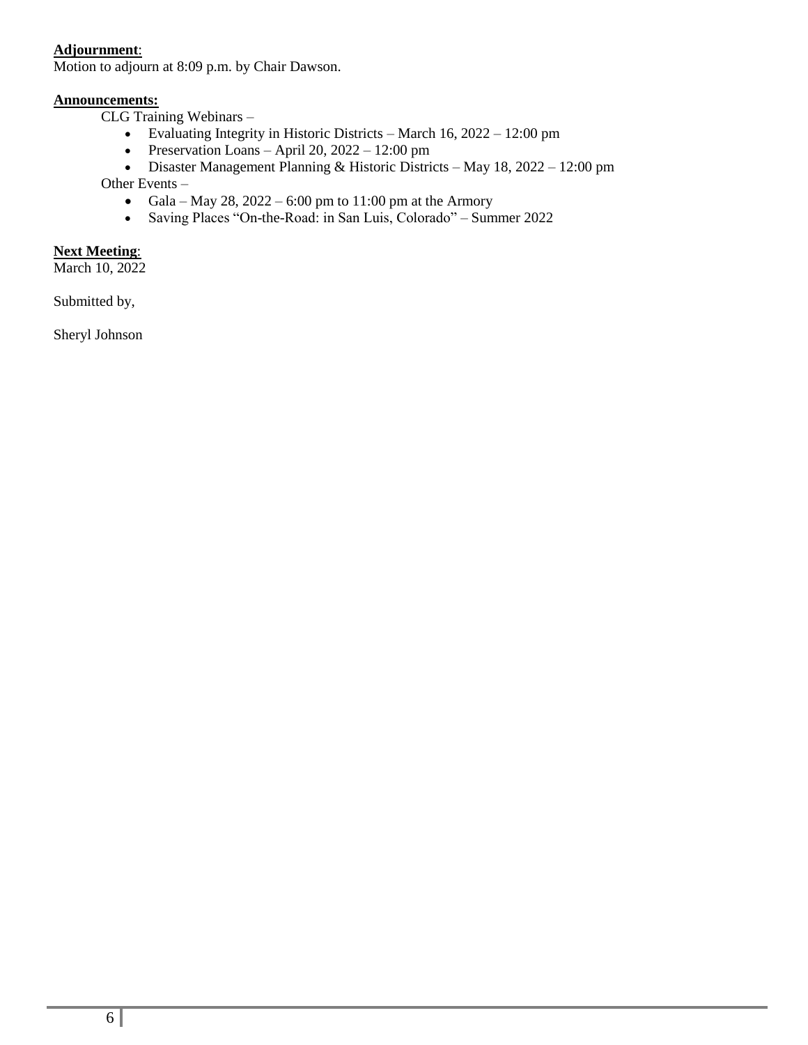**Adjournment**:
Motion to adjourn at 8:09 p.m. by Chair Dawson.

**Announcements:**

CLG Training Webinars –

- Evaluating Integrity in Historic Districts – March 16, 2022 – 12:00 pm
- Preservation Loans – April 20, 2022 – 12:00 pm
- Disaster Management Planning & Historic Districts – May 18, 2022 – 12:00 pm

Other Events –

- Gala – May 28, 2022 – 6:00 pm to 11:00 pm at the Armory
- Saving Places "On-the-Road: in San Luis, Colorado" – Summer 2022

**Next Meeting**:
March 10, 2022

Submitted by,

Sheryl Johnson